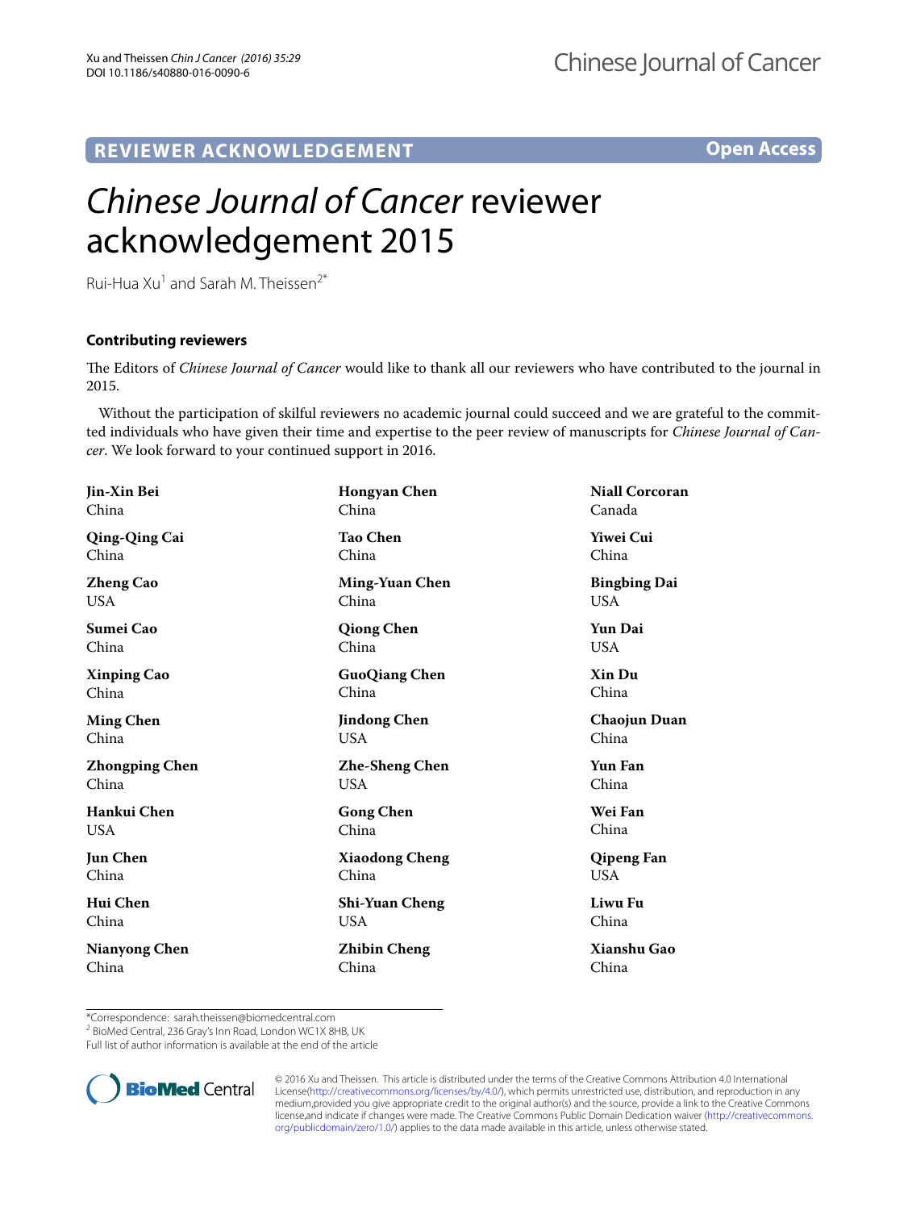REVIEWER ACKNOWLEDGEMENT

Open Access

# *Chinese Journal of Cancer* reviewer acknowledgement 2015

Rui-Hua Xu[1] and Sarah M. Theissen[2*]

## Contributing reviewers

The Editors of *Chinese Journal of Cancer* would like to thank all our reviewers who have contributed to the journal in 2015.

Without the participation of skilful reviewers no academic journal could succeed and we are grateful to the committed individuals who have given their time and expertise to the peer review of manuscripts for *Chinese Journal of Cancer*. We look forward to your continued support in 2016.

**Jin-Xin Bei**
China

**Qing-Qing Cai**
China

**Zheng Cao**
USA

**Sumei Cao**
China

**Xinping Cao**
China

**Ming Chen**
China

**Zhongping Chen**
China

**Hankui Chen**
USA

**Jun Chen**
China

**Hui Chen**
China

**Nianyong Chen**
China

**Hongyan Chen**
China

**Tao Chen**
China

**Ming-Yuan Chen**
China

**Qiong Chen**
China

**GuoQiang Chen**
China

**Jindong Chen**
USA

**Zhe-Sheng Chen**
USA

**Gong Chen**
China

**Xiaodong Cheng**
China

**Shi-Yuan Cheng**
USA

**Zhibin Cheng**
China

**Niall Corcoran**
Canada

**Yiwei Cui**
China

**Bingbing Dai**
USA

**Yun Dai**
USA

**Xin Du**
China

**Chaojun Duan**
China

**Yun Fan**
China

**Wei Fan**
China

**Qipeng Fan**
USA

**Liwu Fu**
China

**Xianshu Gao**
China

*Correspondence: sarah.theissen@biomedcentral.com
[2] BioMed Central, 236 Gray's Inn Road, London WC1X 8HB, UK
Full list of author information is available at the end of the article

© 2016 Xu and Theissen. This article is distributed under the terms of the Creative Commons Attribution 4.0 International License(http://creativecommons.org/licenses/by/4.0/), which permits unrestricted use, distribution, and reproduction in any medium,provided you give appropriate credit to the original author(s) and the source, provide a link to the Creative Commons license,and indicate if changes were made. The Creative Commons Public Domain Dedication waiver (http://creativecommons.org/publicdomain/zero/1.0/) applies to the data made available in this article, unless otherwise stated.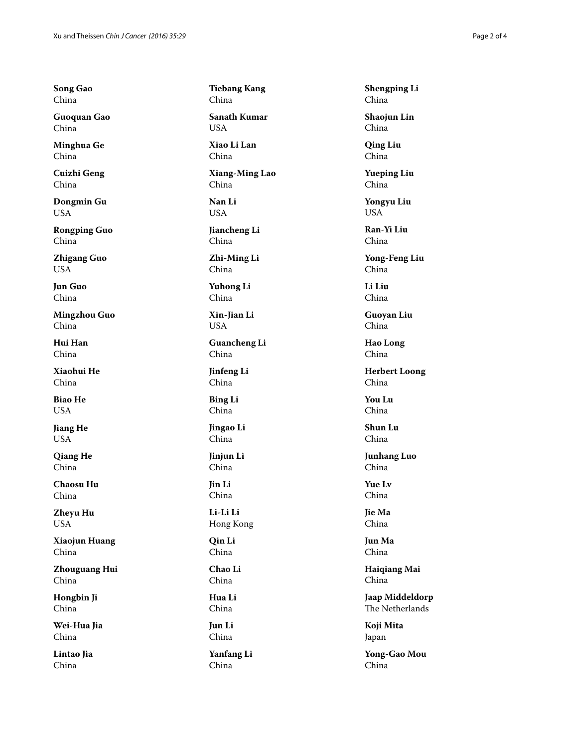**Song Gao**
China

**Guoquan Gao**
China

**Minghua Ge**
China

**Cuizhi Geng**
China

**Dongmin Gu**
USA

**Rongping Guo**
China

**Zhigang Guo**
USA

**Jun Guo**
China

**Mingzhou Guo**
China

**Hui Han**
China

**Xiaohui He**
China

**Biao He**
USA

**Jiang He**
USA

**Qiang He**
China

**Chaosu Hu**
China

**Zheyu Hu**
USA

**Xiaojun Huang**
China

**Zhouguang Hui**
China

**Hongbin Ji**
China

**Wei-Hua Jia**
China

**Lintao Jia**
China

**Tiebang Kang**
China

**Sanath Kumar**
USA

**Xiao Li Lan**
China

**Xiang-Ming Lao**
China

**Nan Li**
USA

**Jiancheng Li**
China

**Zhi-Ming Li**
China

**Yuhong Li**
China

**Xin-Jian Li**
USA

**Guancheng Li**
China

**Jinfeng Li**
China

**Bing Li**
China

**Jingao Li**
China

**Jinjun Li**
China

**Jin Li**
China

**Li-Li Li**
Hong Kong

**Qin Li**
China

**Chao Li**
China

**Hua Li**
China

**Jun Li**
China

**Yanfang Li**
China

**Shengping Li**
China

**Shaojun Lin**
China

**Qing Liu**
China

**Yueping Liu**
China

**Yongyu Liu**
USA

**Ran-Yi Liu**
China

**Yong-Feng Liu**
China

**Li Liu**
China

**Guoyan Liu**
China

**Hao Long**
China

**Herbert Loong**
China

**You Lu**
China

**Shun Lu**
China

**Junhang Luo**
China

**Yue Lv**
China

**Jie Ma**
China

**Jun Ma**
China

**Haiqiang Mai**
China

**Jaap Middeldorp**
The Netherlands

**Koji Mita**
Japan

**Yong-Gao Mou**
China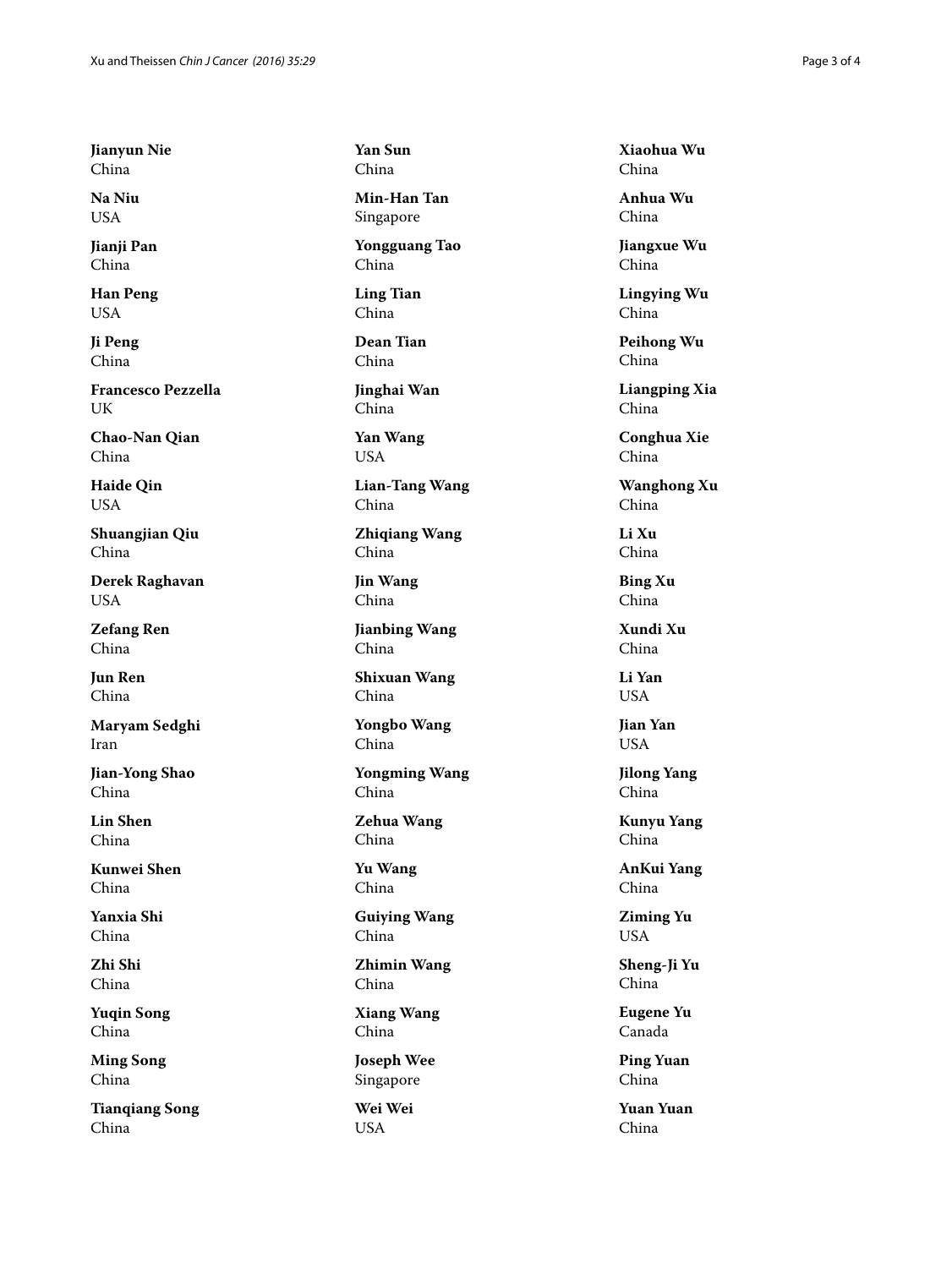**Jianyun Nie**
China

**Na Niu**
USA

**Jianji Pan**
China

**Han Peng**
USA

**Ji Peng**
China

**Francesco Pezzella**
UK

**Chao-Nan Qian**
China

**Haide Qin**
USA

**Shuangjian Qiu**
China

**Derek Raghavan**
USA

**Zefang Ren**
China

**Jun Ren**
China

**Maryam Sedghi**
Iran

**Jian-Yong Shao**
China

**Lin Shen**
China

**Kunwei Shen**
China

**Yanxia Shi**
China

**Zhi Shi**
China

**Yuqin Song**
China

**Ming Song**
China

**Tianqiang Song**
China

**Yan Sun**
China

**Min-Han Tan**
Singapore

**Yongguang Tao**
China

**Ling Tian**
China

**Dean Tian**
China

**Jinghai Wan**
China

**Yan Wang**
USA

**Lian-Tang Wang**
China

**Zhiqiang Wang**
China

**Jin Wang**
China

**Jianbing Wang**
China

**Shixuan Wang**
China

**Yongbo Wang**
China

**Yongming Wang**
China

**Zehua Wang**
China

**Yu Wang**
China

**Guiying Wang**
China

**Zhimin Wang**
China

**Xiang Wang**
China

**Joseph Wee**
Singapore

**Wei Wei**
USA

**Xiaohua Wu**
China

**Anhua Wu**
China

**Jiangxue Wu**
China

**Lingying Wu**
China

**Peihong Wu**
China

**Liangping Xia**
China

**Conghua Xie**
China

**Wanghong Xu**
China

**Li Xu**
China

**Bing Xu**
China

**Xundi Xu**
China

**Li Yan**
USA

**Jian Yan**
USA

**Jilong Yang**
China

**Kunyu Yang**
China

**AnKui Yang**
China

**Ziming Yu**
USA

**Sheng-Ji Yu**
China

**Eugene Yu**
Canada

**Ping Yuan**
China

**Yuan Yuan**
China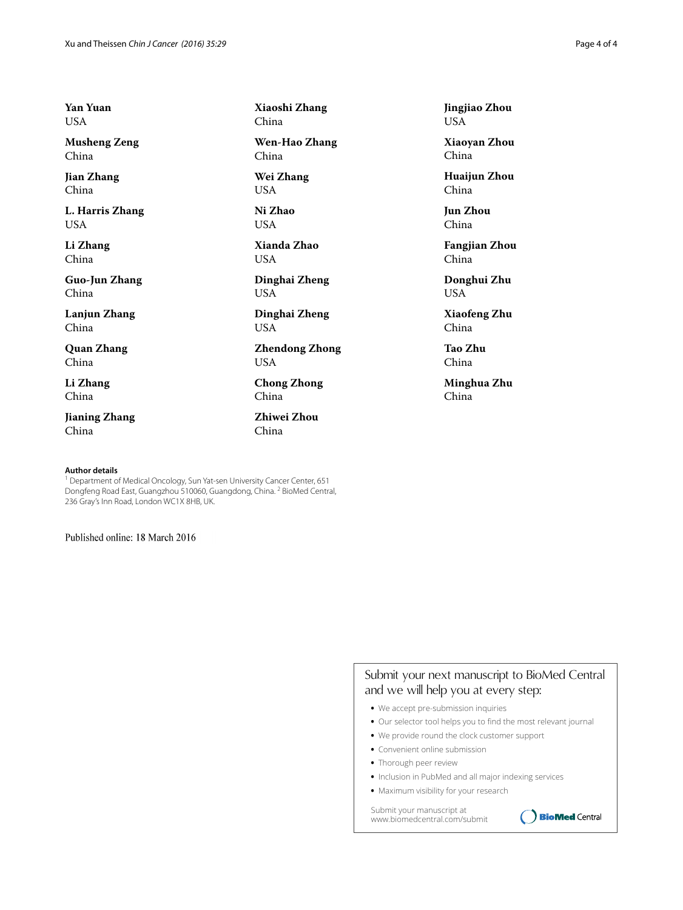**Yan Yuan**
USA

**Musheng Zeng**
China

**Jian Zhang**
China

**L. Harris Zhang**
USA

**Li Zhang**
China

**Guo-Jun Zhang**
China

**Lanjun Zhang**
China

**Quan Zhang**
China

**Li Zhang**
China

**Jianing Zhang**
China

**Xiaoshi Zhang**
China

**Wen-Hao Zhang**
China

**Wei Zhang**
USA

**Ni Zhao**
USA

**Xianda Zhao**
USA

**Dinghai Zheng**
USA

**Dinghai Zheng**
USA

**Zhendong Zhong**
USA

**Chong Zhong**
China

**Zhiwei Zhou**
China

**Jingjiao Zhou**
USA

**Xiaoyan Zhou**
China

**Huaijun Zhou**
China

**Jun Zhou**
China

**Fangjian Zhou**
China

**Donghui Zhu**
USA

**Xiaofeng Zhu**
China

**Tao Zhu**
China

**Minghua Zhu**
China

**Author details**

[1] Department of Medical Oncology, Sun Yat-sen University Cancer Center, 651 Dongfeng Road East, Guangzhou 510060, Guangdong, China. [2] BioMed Central, 236 Gray's Inn Road, London WC1X 8HB, UK.

Published online: 18 March 2016

Submit your next manuscript to BioMed Central and we will help you at every step:

- We accept pre-submission inquiries
- Our selector tool helps you to find the most relevant journal
- We provide round the clock customer support
- Convenient online submission
- Thorough peer review
- Inclusion in PubMed and all major indexing services
- Maximum visibility for your research

Submit your manuscript at www.biomedcentral.com/submit

BioMed Central